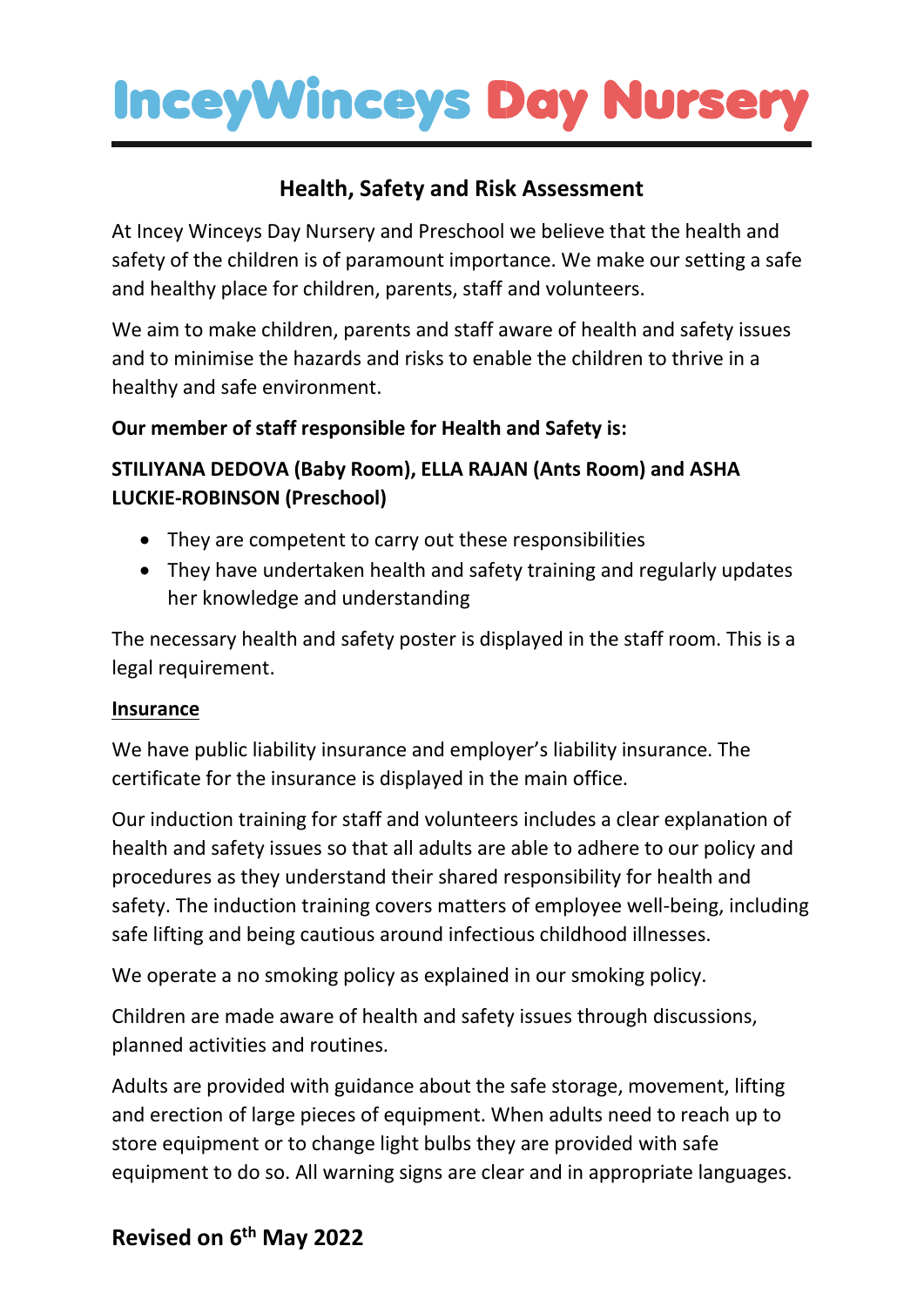# InceyWinceys Day Nursery

## Health, Safety and Risk Assessment

At Incey Winceys Day Nursery and Preschool we believe that the health and safety of the children is of paramount importance. We make our setting a safe and healthy place for children, parents, staff and volunteers.

We aim to make children, parents and staff aware of health and safety issues and to minimise the hazards and risks to enable the children to thrive in a healthy and safe environment.

**Our member of staff responsible for Health and Safety is:**

**STILIYANA DEDOVA (Baby Room), ELLA RAJAN (Ants Room) and ASHA LUCKIE-ROBINSON (Preschool)**

- They are competent to carry out these responsibilities
- They have undertaken health and safety training and regularly updates her knowledge and understanding

The necessary health and safety poster is displayed in the staff room. This is a legal requirement.

**Insurance**

We have public liability insurance and employer's liability insurance. The certificate for the insurance is displayed in the main office.

Our induction training for staff and volunteers includes a clear explanation of health and safety issues so that all adults are able to adhere to our policy and procedures as they understand their shared responsibility for health and safety. The induction training covers matters of employee well-being, including safe lifting and being cautious around infectious childhood illnesses.

We operate a no smoking policy as explained in our smoking policy.

Children are made aware of health and safety issues through discussions, planned activities and routines.

Adults are provided with guidance about the safe storage, movement, lifting and erection of large pieces of equipment. When adults need to reach up to store equipment or to change light bulbs they are provided with safe equipment to do so. All warning signs are clear and in appropriate languages.

**Revised on 6th May 2022**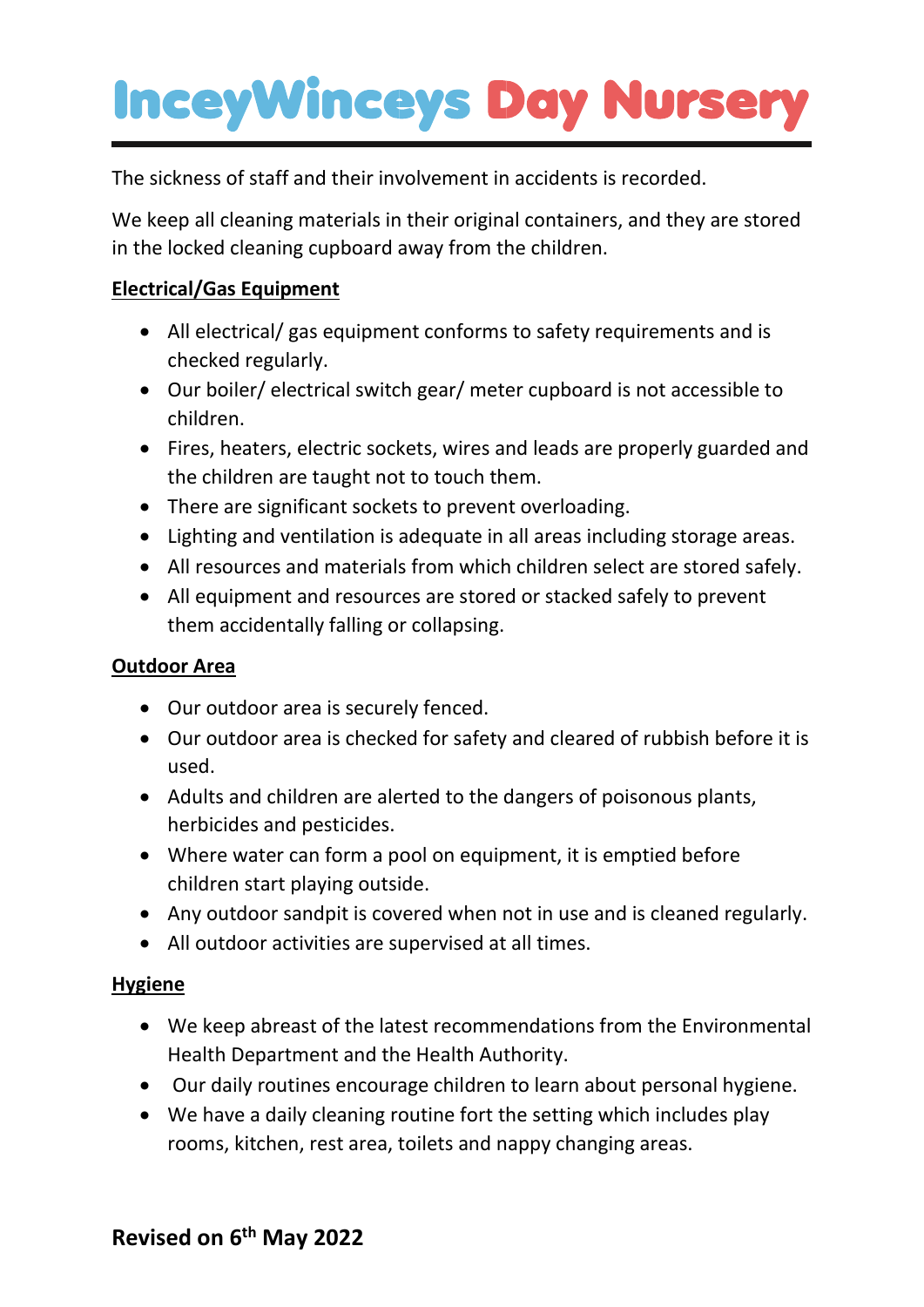The sickness of staff and their involvement in accidents is recorded.

We keep all cleaning materials in their original containers, and they are stored in the locked cleaning cupboard away from the children.

**Electrical/Gas Equipment**

- All electrical/ gas equipment conforms to safety requirements and is checked regularly.
- Our boiler/ electrical switch gear/ meter cupboard is not accessible to children.
- Fires, heaters, electric sockets, wires and leads are properly guarded and the children are taught not to touch them.
- There are significant sockets to prevent overloading.
- Lighting and ventilation is adequate in all areas including storage areas.
- All resources and materials from which children select are stored safely.
- All equipment and resources are stored or stacked safely to prevent them accidentally falling or collapsing.

**Outdoor Area**

- Our outdoor area is securely fenced.
- Our outdoor area is checked for safety and cleared of rubbish before it is used.
- Adults and children are alerted to the dangers of poisonous plants, herbicides and pesticides.
- Where water can form a pool on equipment, it is emptied before children start playing outside.
- Any outdoor sandpit is covered when not in use and is cleaned regularly.
- All outdoor activities are supervised at all times.

**Hygiene**

- We keep abreast of the latest recommendations from the Environmental Health Department and the Health Authority.
- Our daily routines encourage children to learn about personal hygiene.
- We have a daily cleaning routine fort the setting which includes play rooms, kitchen, rest area, toilets and nappy changing areas.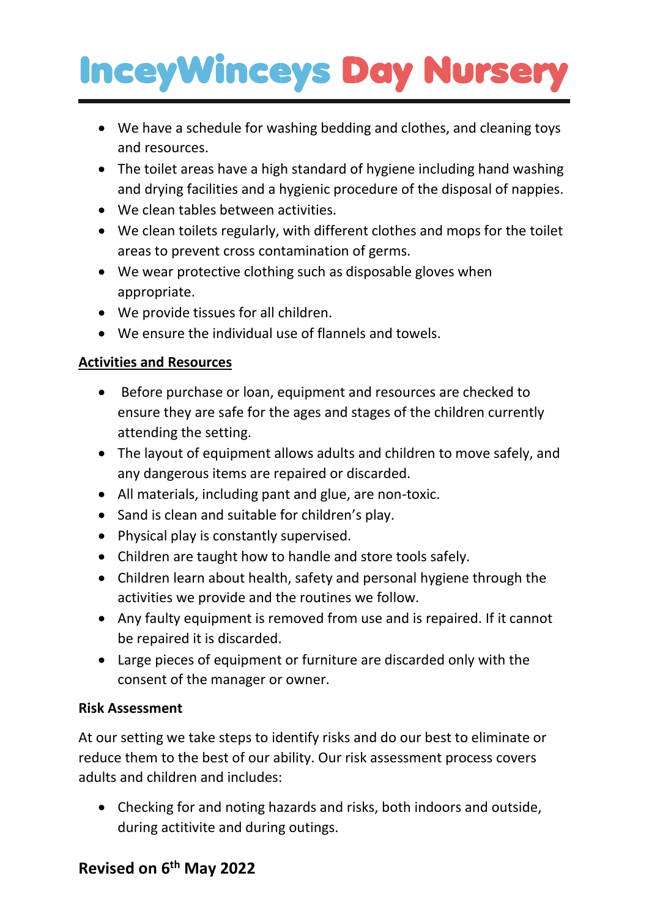- We have a schedule for washing bedding and clothes, and cleaning toys and resources.
- The toilet areas have a high standard of hygiene including hand washing and drying facilities and a hygienic procedure of the disposal of nappies.
- We clean tables between activities.
- We clean toilets regularly, with different clothes and mops for the toilet areas to prevent cross contamination of germs.
- We wear protective clothing such as disposable gloves when appropriate.
- We provide tissues for all children.
- We ensure the individual use of flannels and towels.

**Activities and Resources**

- Before purchase or loan, equipment and resources are checked to ensure they are safe for the ages and stages of the children currently attending the setting.
- The layout of equipment allows adults and children to move safely, and any dangerous items are repaired or discarded.
- All materials, including pant and glue, are non-toxic.
- Sand is clean and suitable for children's play.
- Physical play is constantly supervised.
- Children are taught how to handle and store tools safely.
- Children learn about health, safety and personal hygiene through the activities we provide and the routines we follow.
- Any faulty equipment is removed from use and is repaired. If it cannot be repaired it is discarded.
- Large pieces of equipment or furniture are discarded only with the consent of the manager or owner.

**Risk Assessment**

At our setting we take steps to identify risks and do our best to eliminate or reduce them to the best of our ability. Our risk assessment process covers adults and children and includes:

- Checking for and noting hazards and risks, both indoors and outside, during actitivite and during outings.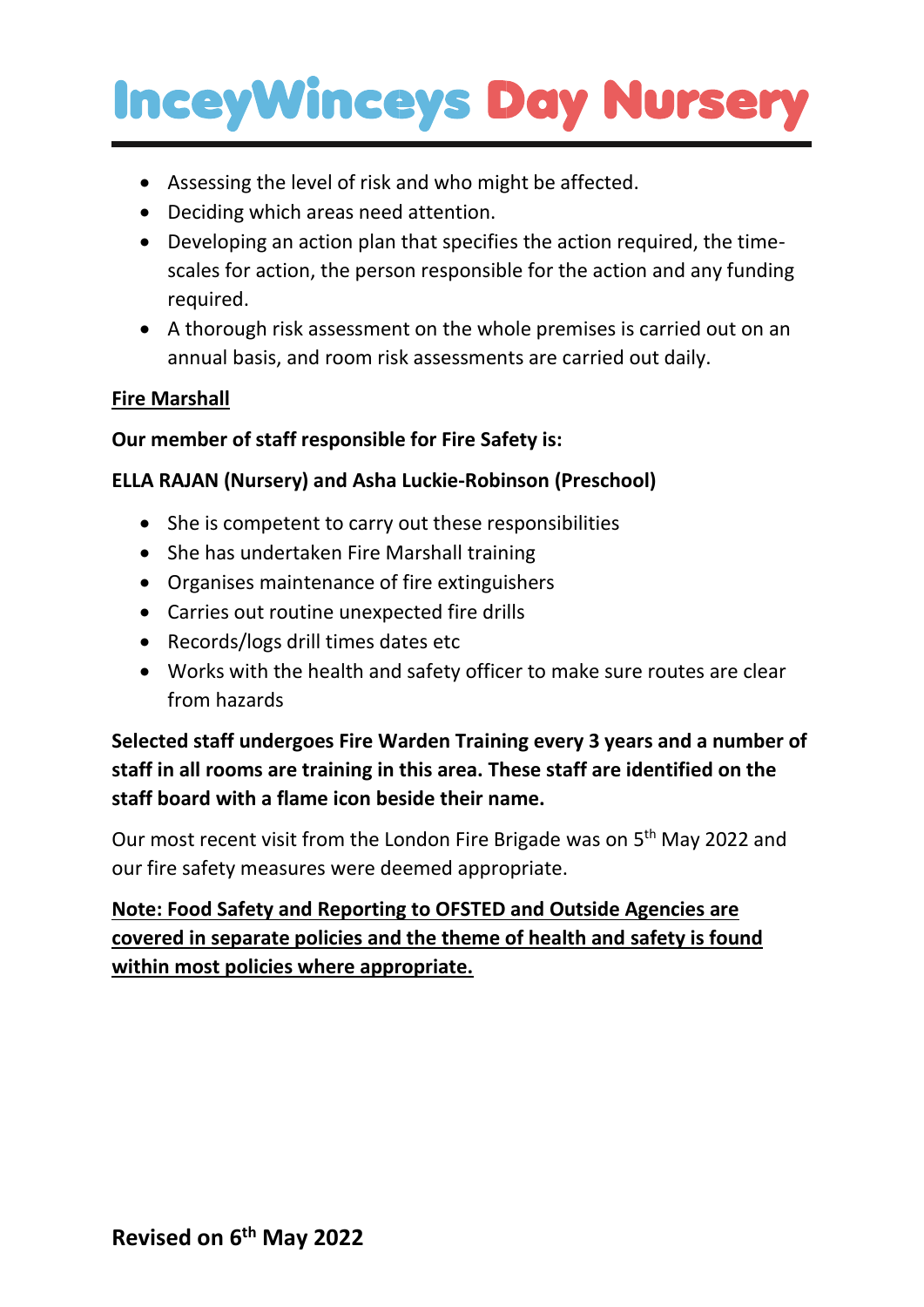- Assessing the level of risk and who might be affected.
- Deciding which areas need attention.
- Developing an action plan that specifies the action required, the time-scales for action, the person responsible for the action and any funding required.
- A thorough risk assessment on the whole premises is carried out on an annual basis, and room risk assessments are carried out daily.

**Fire Marshall**

**Our member of staff responsible for Fire Safety is:**

**ELLA RAJAN (Nursery) and Asha Luckie-Robinson (Preschool)**

- She is competent to carry out these responsibilities
- She has undertaken Fire Marshall training
- Organises maintenance of fire extinguishers
- Carries out routine unexpected fire drills
- Records/logs drill times dates etc
- Works with the health and safety officer to make sure routes are clear from hazards

**Selected staff undergoes Fire Warden Training every 3 years and a number of staff in all rooms are training in this area. These staff are identified on the staff board with a flame icon beside their name.**

Our most recent visit from the London Fire Brigade was on 5th May 2022 and our fire safety measures were deemed appropriate.

**Note: Food Safety and Reporting to OFSTED and Outside Agencies are covered in separate policies and the theme of health and safety is found within most policies where appropriate.**

**Revised on 6th May 2022**